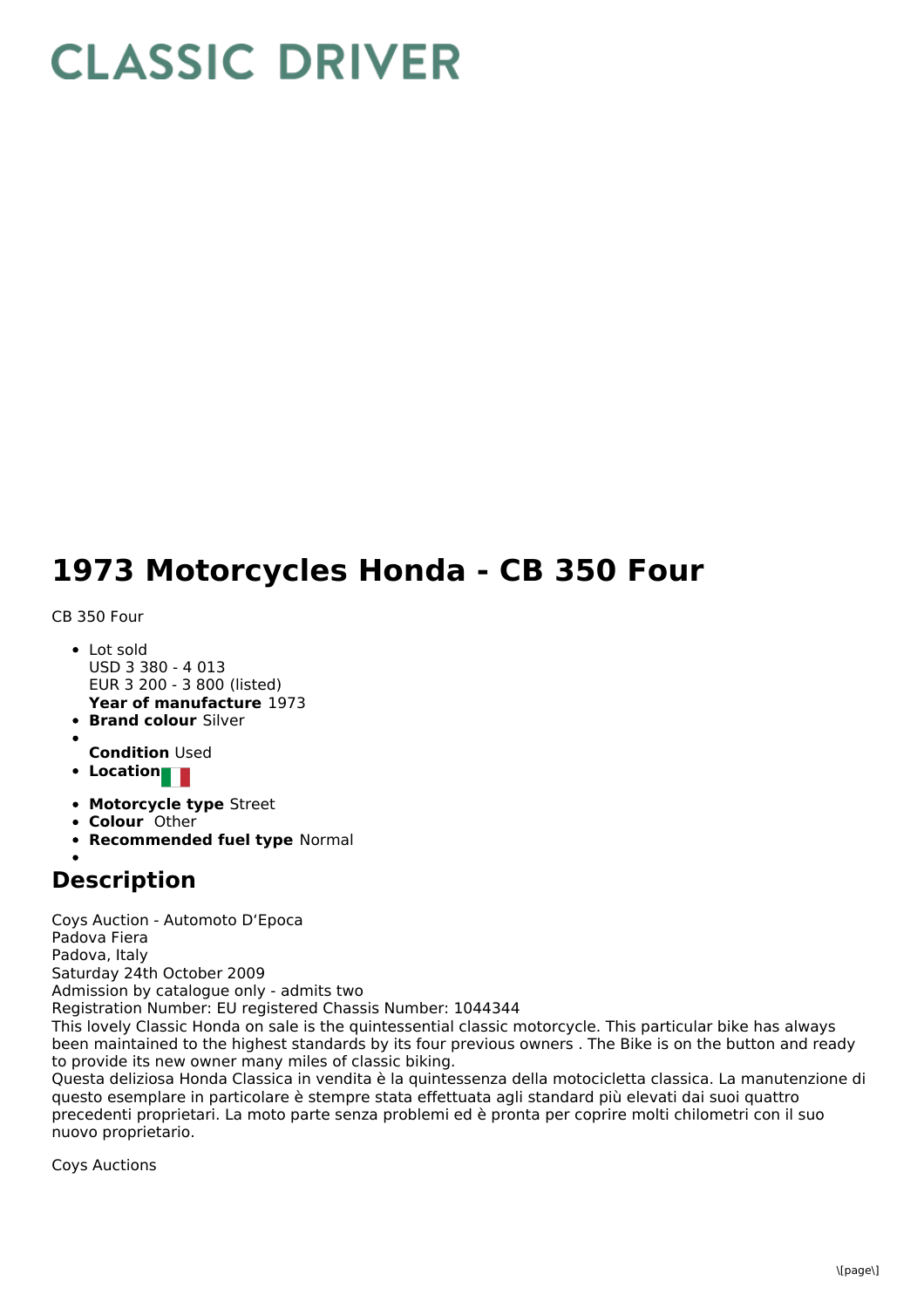# CLASSIC DRIVER

# 1973 Motorcycles Honda - CB 350 Four

CB 350 Four

- Lot sold
  USD 3 380 - 4 013
  EUR 3 200 - 3 800 (listed)
  **Year of manufacture** 1973
- **Brand colour** Silver
- **Condition** Used
- **Location**
- **Motorcycle type** Street
- **Colour** Other
- **Recommended fuel type** Normal

## Description

Coys Auction - Automoto D'Epoca
Padova Fiera
Padova, Italy
Saturday 24th October 2009
Admission by catalogue only - admits two
Registration Number: EU registered Chassis Number: 1044344
This lovely Classic Honda on sale is the quintessential classic motorcycle. This particular bike has always been maintained to the highest standards by its four previous owners . The Bike is on the button and ready to provide its new owner many miles of classic biking.
Questa deliziosa Honda Classica in vendita è la quintessenza della motocicletta classica. La manutenzione di questo esemplare in particolare è stempre stata effettuata agli standard più elevati dai suoi quattro precedenti proprietari. La moto parte senza problemi ed è pronta per coprire molti chilometri con il suo nuovo proprietario.

Coys Auctions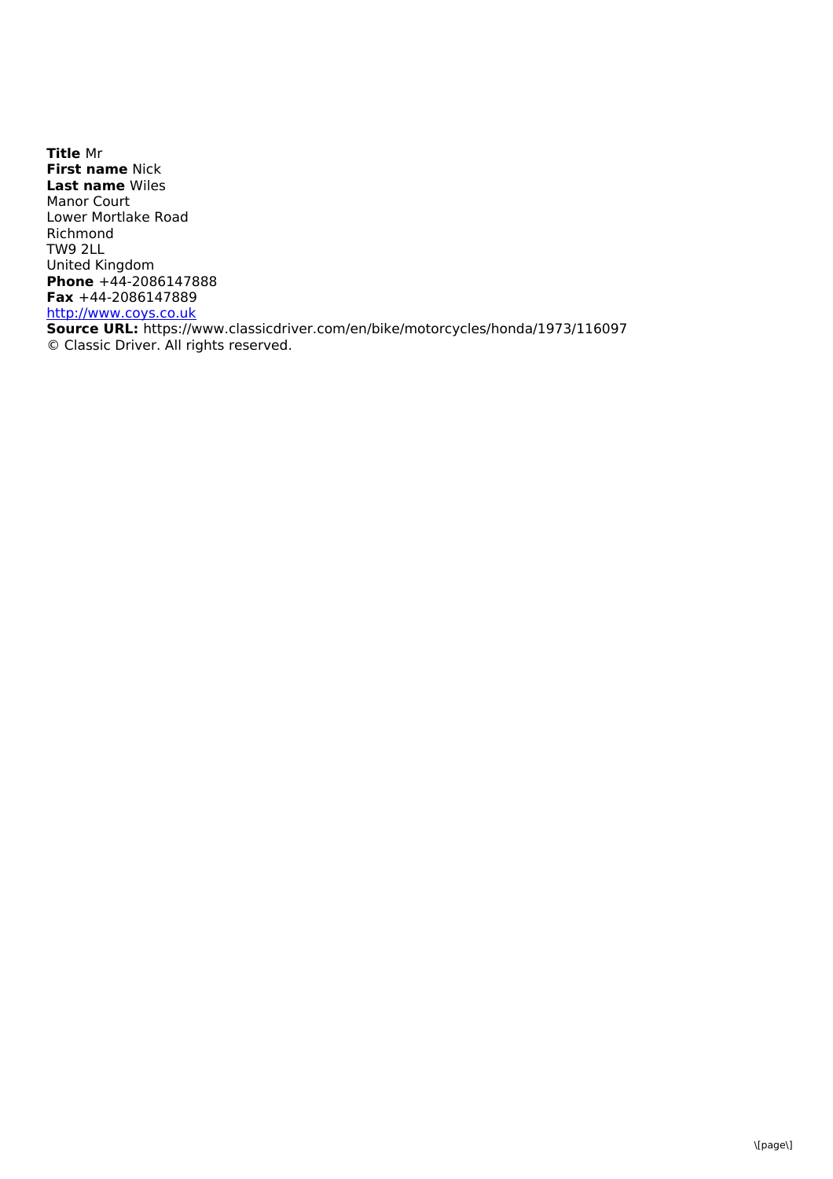**Title** Mr
**First name** Nick
**Last name** Wiles
Manor Court
Lower Mortlake Road
Richmond
TW9 2LL
United Kingdom
**Phone** +44-2086147888
**Fax** +44-2086147889
http://www.coys.co.uk
**Source URL:** https://www.classicdriver.com/en/bike/motorcycles/honda/1973/116097
© Classic Driver. All rights reserved.